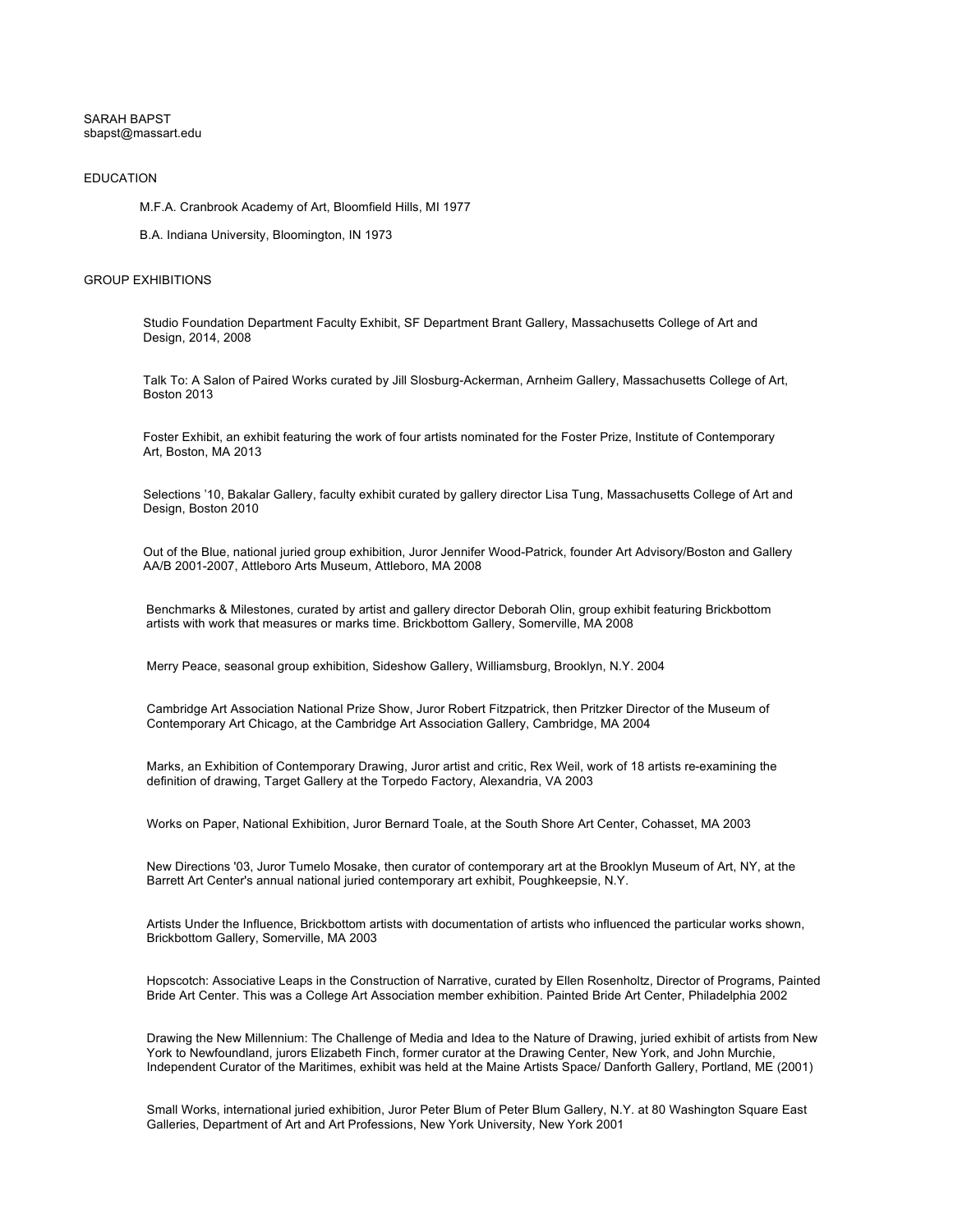SARAH BAPST
sbapst@massart.edu

## EDUCATION

M.F.A. Cranbrook Academy of Art, Bloomfield Hills, MI 1977

B.A. Indiana University, Bloomington, IN 1973

## GROUP EXHIBITIONS

Studio Foundation Department Faculty Exhibit, SF Department Brant Gallery, Massachusetts College of Art and Design, 2014, 2008

Talk To: A Salon of Paired Works curated by Jill Slosburg-Ackerman, Arnheim Gallery, Massachusetts College of Art, Boston 2013

Foster Exhibit, an exhibit featuring the work of four artists nominated for the Foster Prize, Institute of Contemporary Art, Boston, MA 2013

Selections '10, Bakalar Gallery, faculty exhibit curated by gallery director Lisa Tung, Massachusetts College of Art and Design, Boston 2010

Out of the Blue, national juried group exhibition, Juror Jennifer Wood-Patrick, founder Art Advisory/Boston and Gallery AA/B 2001-2007, Attleboro Arts Museum, Attleboro, MA 2008

Benchmarks & Milestones, curated by artist and gallery director Deborah Olin, group exhibit featuring Brickbottom artists with work that measures or marks time. Brickbottom Gallery, Somerville, MA 2008

Merry Peace, seasonal group exhibition, Sideshow Gallery, Williamsburg, Brooklyn, N.Y. 2004

Cambridge Art Association National Prize Show, Juror Robert Fitzpatrick, then Pritzker Director of the Museum of Contemporary Art Chicago, at the Cambridge Art Association Gallery, Cambridge, MA 2004

Marks, an Exhibition of Contemporary Drawing, Juror artist and critic, Rex Weil, work of 18 artists re-examining the definition of drawing, Target Gallery at the Torpedo Factory, Alexandria, VA 2003

Works on Paper, National Exhibition, Juror Bernard Toale, at the South Shore Art Center, Cohasset, MA 2003

New Directions '03, Juror Tumelo Mosake, then curator of contemporary art at the Brooklyn Museum of Art, NY, at the Barrett Art Center's annual national juried contemporary art exhibit, Poughkeepsie, N.Y.

Artists Under the Influence, Brickbottom artists with documentation of artists who influenced the particular works shown, Brickbottom Gallery, Somerville, MA 2003

Hopscotch: Associative Leaps in the Construction of Narrative, curated by Ellen Rosenholtz, Director of Programs, Painted Bride Art Center. This was a College Art Association member exhibition. Painted Bride Art Center, Philadelphia 2002

Drawing the New Millennium: The Challenge of Media and Idea to the Nature of Drawing, juried exhibit of artists from New York to Newfoundland, jurors Elizabeth Finch, former curator at the Drawing Center, New York, and John Murchie, Independent Curator of the Maritimes, exhibit was held at the Maine Artists Space/ Danforth Gallery, Portland, ME (2001)

Small Works, international juried exhibition, Juror Peter Blum of Peter Blum Gallery, N.Y. at 80 Washington Square East Galleries, Department of Art and Art Professions, New York University, New York 2001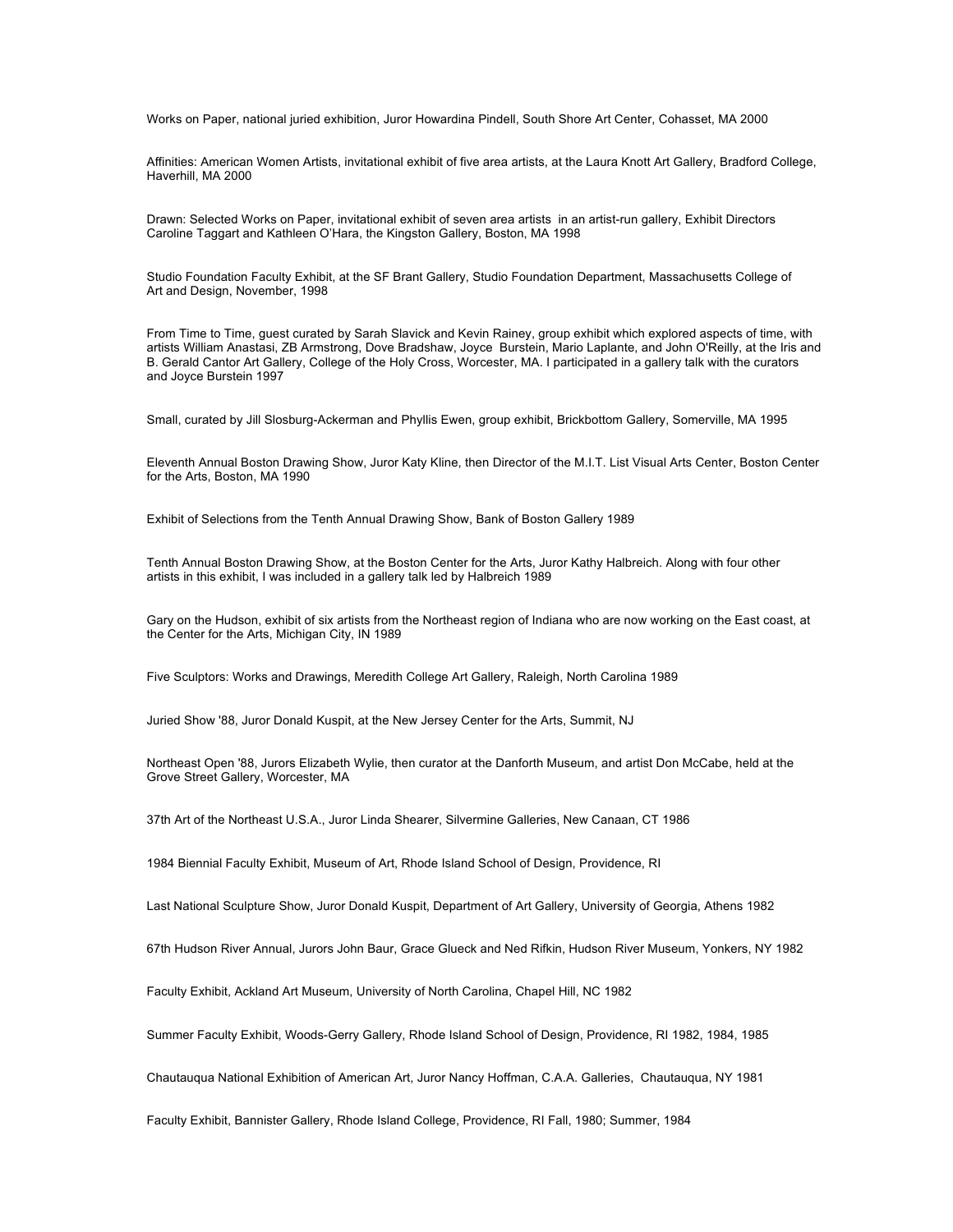Works on Paper, national juried exhibition, Juror Howardina Pindell, South Shore Art Center, Cohasset, MA 2000

Affinities: American Women Artists, invitational exhibit of five area artists, at the Laura Knott Art Gallery, Bradford College, Haverhill, MA 2000

Drawn: Selected Works on Paper, invitational exhibit of seven area artists in an artist-run gallery, Exhibit Directors Caroline Taggart and Kathleen O'Hara, the Kingston Gallery, Boston, MA 1998

Studio Foundation Faculty Exhibit, at the SF Brant Gallery, Studio Foundation Department, Massachusetts College of Art and Design, November, 1998

From Time to Time, guest curated by Sarah Slavick and Kevin Rainey, group exhibit which explored aspects of time, with artists William Anastasi, ZB Armstrong, Dove Bradshaw, Joyce Burstein, Mario Laplante, and John O'Reilly, at the Iris and B. Gerald Cantor Art Gallery, College of the Holy Cross, Worcester, MA. I participated in a gallery talk with the curators and Joyce Burstein 1997

Small, curated by Jill Slosburg-Ackerman and Phyllis Ewen, group exhibit, Brickbottom Gallery, Somerville, MA 1995

Eleventh Annual Boston Drawing Show, Juror Katy Kline, then Director of the M.I.T. List Visual Arts Center, Boston Center for the Arts, Boston, MA 1990

Exhibit of Selections from the Tenth Annual Drawing Show, Bank of Boston Gallery 1989

Tenth Annual Boston Drawing Show, at the Boston Center for the Arts, Juror Kathy Halbreich. Along with four other artists in this exhibit, I was included in a gallery talk led by Halbreich 1989

Gary on the Hudson, exhibit of six artists from the Northeast region of Indiana who are now working on the East coast, at the Center for the Arts, Michigan City, IN 1989

Five Sculptors: Works and Drawings, Meredith College Art Gallery, Raleigh, North Carolina 1989

Juried Show '88, Juror Donald Kuspit, at the New Jersey Center for the Arts, Summit, NJ

Northeast Open '88, Jurors Elizabeth Wylie, then curator at the Danforth Museum, and artist Don McCabe, held at the Grove Street Gallery, Worcester, MA

37th Art of the Northeast U.S.A., Juror Linda Shearer, Silvermine Galleries, New Canaan, CT 1986

1984 Biennial Faculty Exhibit, Museum of Art, Rhode Island School of Design, Providence, RI

Last National Sculpture Show, Juror Donald Kuspit, Department of Art Gallery, University of Georgia, Athens 1982

67th Hudson River Annual, Jurors John Baur, Grace Glueck and Ned Rifkin, Hudson River Museum, Yonkers, NY 1982

Faculty Exhibit, Ackland Art Museum, University of North Carolina, Chapel Hill, NC 1982

Summer Faculty Exhibit, Woods-Gerry Gallery, Rhode Island School of Design, Providence, RI 1982, 1984, 1985

Chautauqua National Exhibition of American Art, Juror Nancy Hoffman, C.A.A. Galleries, Chautauqua, NY 1981

Faculty Exhibit, Bannister Gallery, Rhode Island College, Providence, RI Fall, 1980; Summer, 1984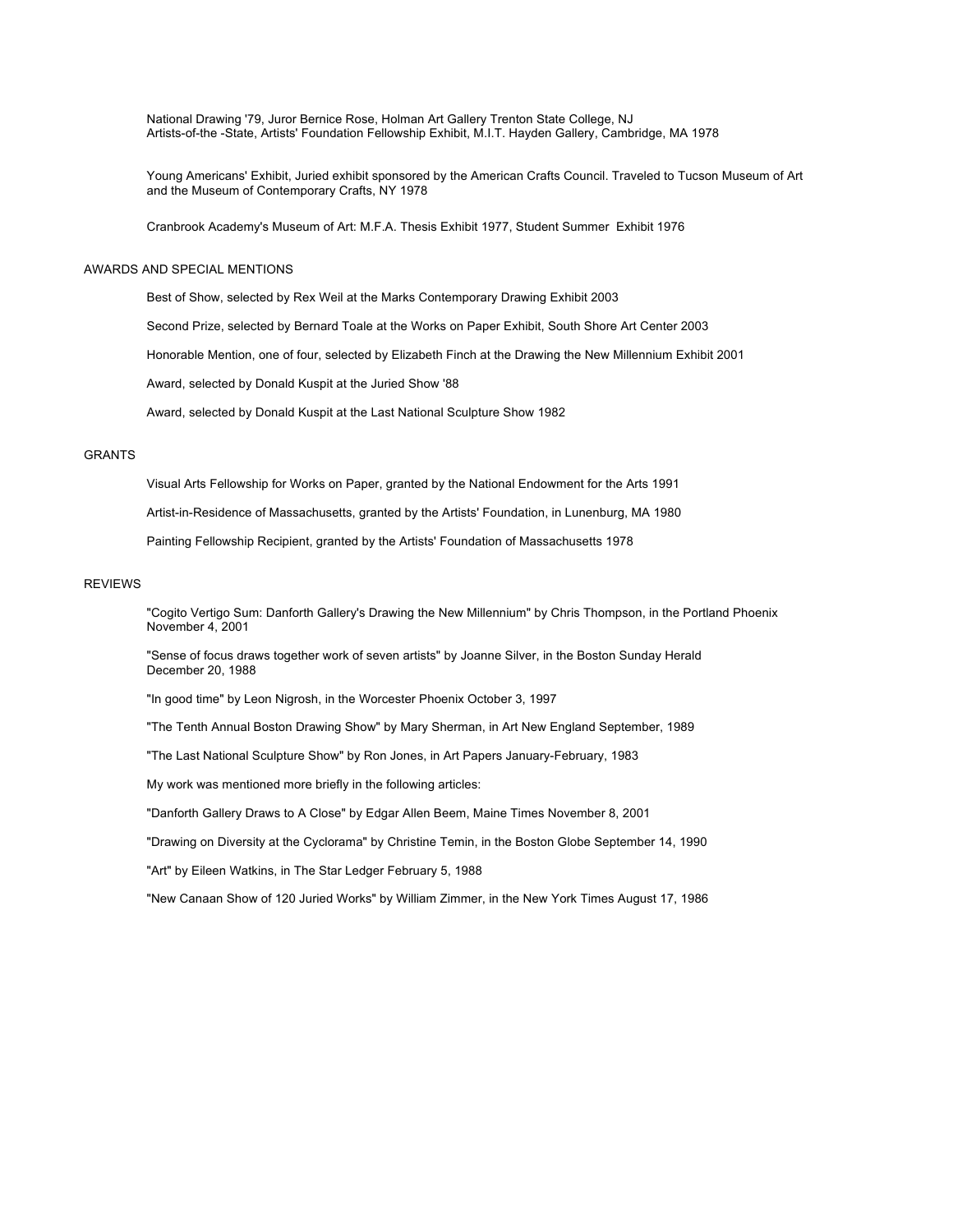National Drawing '79, Juror Bernice Rose, Holman Art Gallery Trenton State College, NJ
Artists-of-the -State, Artists' Foundation Fellowship Exhibit, M.I.T. Hayden Gallery, Cambridge, MA 1978

Young Americans' Exhibit, Juried exhibit sponsored by the American Crafts Council. Traveled to Tucson Museum of Art and the Museum of Contemporary Crafts, NY 1978

Cranbrook Academy's Museum of Art: M.F.A. Thesis Exhibit 1977, Student Summer Exhibit 1976

## AWARDS AND SPECIAL MENTIONS

Best of Show, selected by Rex Weil at the Marks Contemporary Drawing Exhibit 2003

Second Prize, selected by Bernard Toale at the Works on Paper Exhibit, South Shore Art Center 2003

Honorable Mention, one of four, selected by Elizabeth Finch at the Drawing the New Millennium Exhibit 2001

Award, selected by Donald Kuspit at the Juried Show '88

Award, selected by Donald Kuspit at the Last National Sculpture Show 1982

## GRANTS

Visual Arts Fellowship for Works on Paper, granted by the National Endowment for the Arts 1991

Artist-in-Residence of Massachusetts, granted by the Artists' Foundation, in Lunenburg, MA 1980

Painting Fellowship Recipient, granted by the Artists' Foundation of Massachusetts 1978

## REVIEWS

"Cogito Vertigo Sum: Danforth Gallery's Drawing the New Millennium" by Chris Thompson, in the Portland Phoenix November 4, 2001

"Sense of focus draws together work of seven artists" by Joanne Silver, in the Boston Sunday Herald December 20, 1988

"In good time" by Leon Nigrosh, in the Worcester Phoenix October 3, 1997

"The Tenth Annual Boston Drawing Show" by Mary Sherman, in Art New England September, 1989

"The Last National Sculpture Show" by Ron Jones, in Art Papers January-February, 1983

My work was mentioned more briefly in the following articles:

"Danforth Gallery Draws to A Close" by Edgar Allen Beem, Maine Times November 8, 2001

"Drawing on Diversity at the Cyclorama" by Christine Temin, in the Boston Globe September 14, 1990

"Art" by Eileen Watkins, in The Star Ledger February 5, 1988

"New Canaan Show of 120 Juried Works" by William Zimmer, in the New York Times August 17, 1986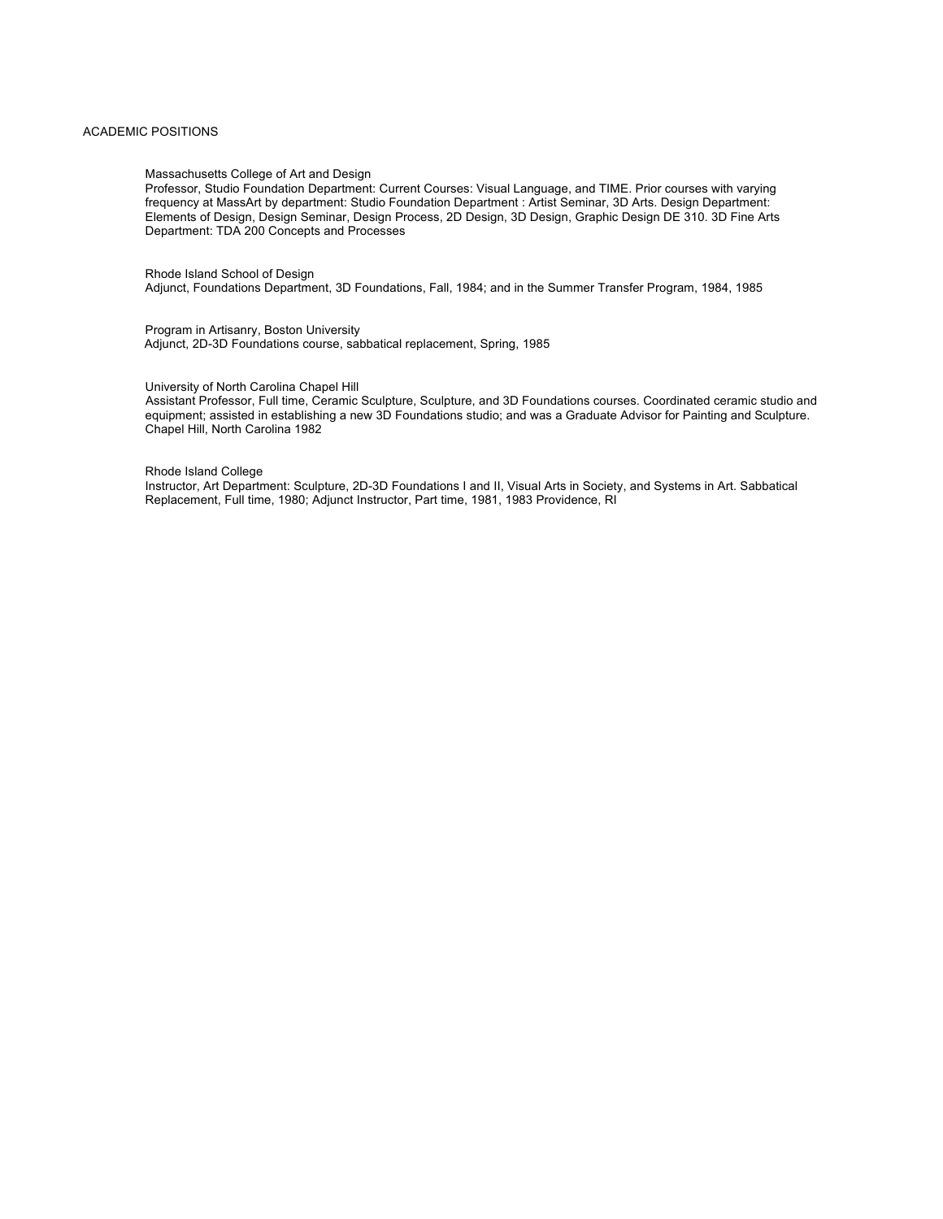## ACADEMIC POSITIONS

Massachusetts College of Art and Design
Professor, Studio Foundation Department: Current Courses: Visual Language, and TIME. Prior courses with varying frequency at MassArt by department: Studio Foundation Department : Artist Seminar, 3D Arts. Design Department: Elements of Design, Design Seminar, Design Process, 2D Design, 3D Design, Graphic Design DE 310. 3D Fine Arts Department: TDA 200 Concepts and Processes

Rhode Island School of Design
Adjunct, Foundations Department, 3D Foundations, Fall, 1984; and in the Summer Transfer Program, 1984, 1985

Program in Artisanry, Boston University
Adjunct, 2D-3D Foundations course, sabbatical replacement, Spring, 1985

University of North Carolina Chapel Hill
Assistant Professor, Full time, Ceramic Sculpture, Sculpture, and 3D Foundations courses. Coordinated ceramic studio and equipment; assisted in establishing a new 3D Foundations studio; and was a Graduate Advisor for Painting and Sculpture. Chapel Hill, North Carolina 1982

Rhode Island College
Instructor, Art Department: Sculpture, 2D-3D Foundations I and II, Visual Arts in Society, and Systems in Art. Sabbatical Replacement, Full time, 1980; Adjunct Instructor, Part time, 1981, 1983 Providence, RI